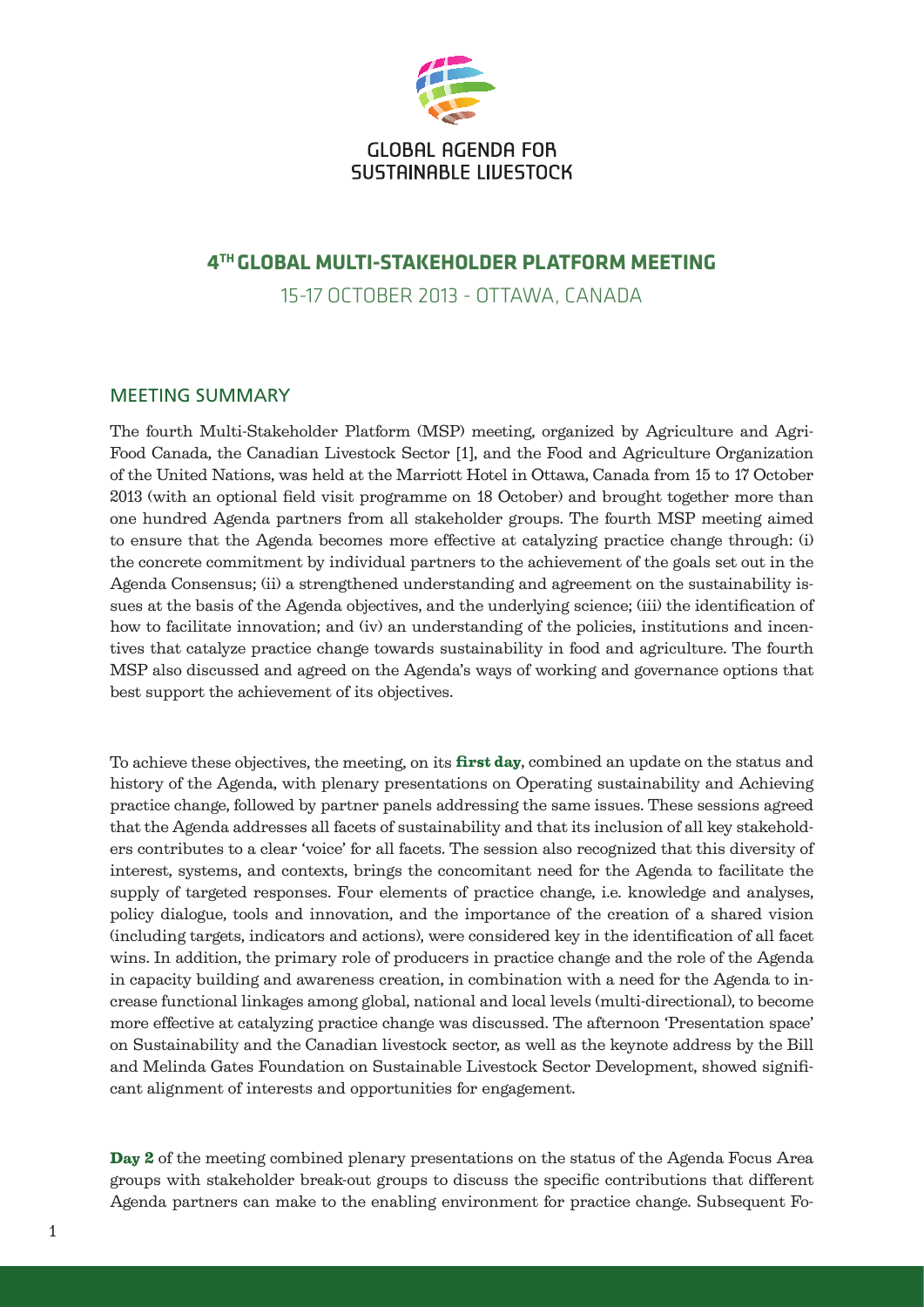GLOBAL AGENDA FOR SUSTAINABLE LIVESTOCK

# 4TH GLOBAL MULTI-STAKEHOLDER PLATFORM MEETING

15-17 OCTOBER 2013 - OTTAWA, CANADA

## MEETING SUMMARY

The fourth Multi-Stakeholder Platform (MSP) meeting, organized by Agriculture and Agri-Food Canada, the Canadian Livestock Sector [1], and the Food and Agriculture Organization of the United Nations, was held at the Marriott Hotel in Ottawa, Canada from 15 to 17 October 2013 (with an optional field visit programme on 18 October) and brought together more than one hundred Agenda partners from all stakeholder groups. The fourth MSP meeting aimed to ensure that the Agenda becomes more effective at catalyzing practice change through: (i) the concrete commitment by individual partners to the achievement of the goals set out in the Agenda Consensus; (ii) a strengthened understanding and agreement on the sustainability issues at the basis of the Agenda objectives, and the underlying science; (iii) the identification of how to facilitate innovation; and (iv) an understanding of the policies, institutions and incentives that catalyze practice change towards sustainability in food and agriculture. The fourth MSP also discussed and agreed on the Agenda's ways of working and governance options that best support the achievement of its objectives.

To achieve these objectives, the meeting, on its **first day**, combined an update on the status and history of the Agenda, with plenary presentations on Operating sustainability and Achieving practice change, followed by partner panels addressing the same issues. These sessions agreed that the Agenda addresses all facets of sustainability and that its inclusion of all key stakeholders contributes to a clear 'voice' for all facets. The session also recognized that this diversity of interest, systems, and contexts, brings the concomitant need for the Agenda to facilitate the supply of targeted responses. Four elements of practice change, i.e. knowledge and analyses, policy dialogue, tools and innovation, and the importance of the creation of a shared vision (including targets, indicators and actions), were considered key in the identification of all facet wins. In addition, the primary role of producers in practice change and the role of the Agenda in capacity building and awareness creation, in combination with a need for the Agenda to increase functional linkages among global, national and local levels (multi-directional), to become more effective at catalyzing practice change was discussed. The afternoon 'Presentation space' on Sustainability and the Canadian livestock sector, as well as the keynote address by the Bill and Melinda Gates Foundation on Sustainable Livestock Sector Development, showed significant alignment of interests and opportunities for engagement.

**Day 2** of the meeting combined plenary presentations on the status of the Agenda Focus Area groups with stakeholder break-out groups to discuss the specific contributions that different Agenda partners can make to the enabling environment for practice change. Subsequent Fo-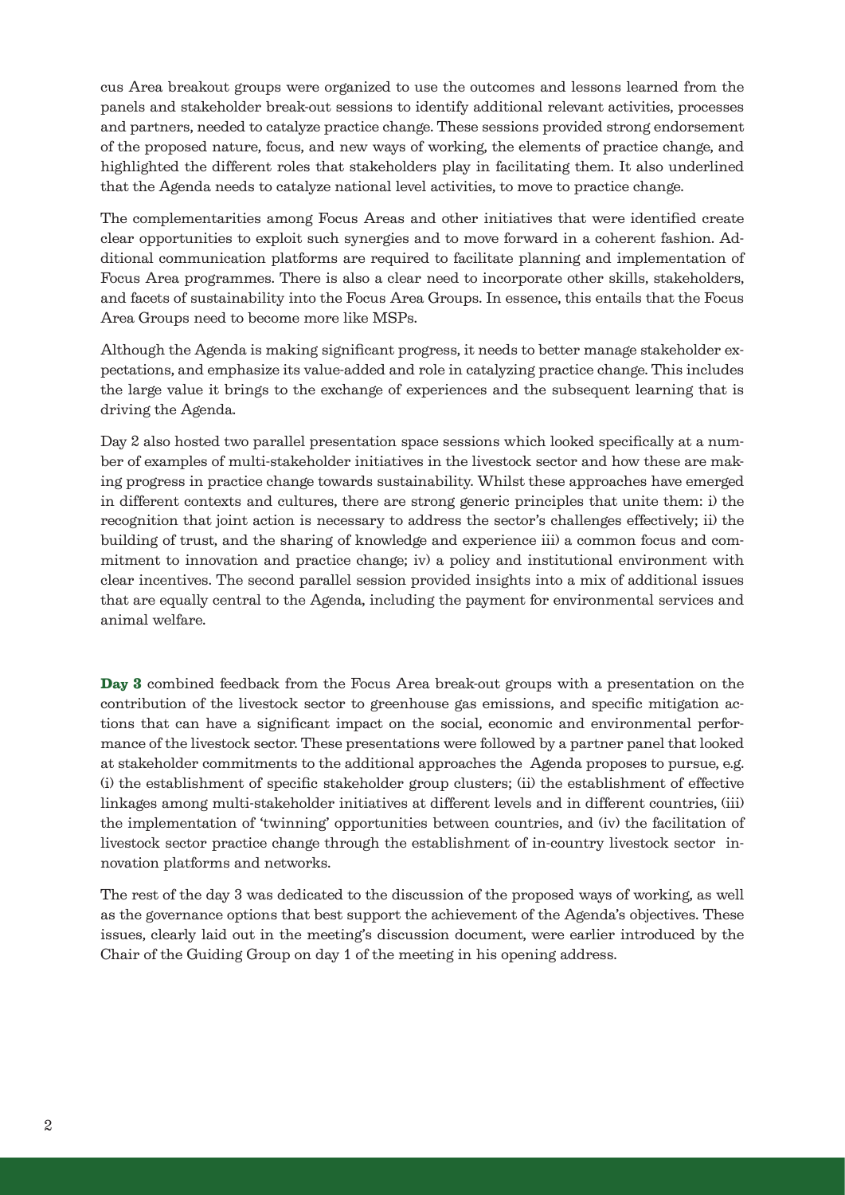cus Area breakout groups were organized to use the outcomes and lessons learned from the panels and stakeholder break-out sessions to identify additional relevant activities, processes and partners, needed to catalyze practice change. These sessions provided strong endorsement of the proposed nature, focus, and new ways of working, the elements of practice change, and highlighted the different roles that stakeholders play in facilitating them. It also underlined that the Agenda needs to catalyze national level activities, to move to practice change.

The complementarities among Focus Areas and other initiatives that were identified create clear opportunities to exploit such synergies and to move forward in a coherent fashion. Additional communication platforms are required to facilitate planning and implementation of Focus Area programmes. There is also a clear need to incorporate other skills, stakeholders, and facets of sustainability into the Focus Area Groups. In essence, this entails that the Focus Area Groups need to become more like MSPs.

Although the Agenda is making significant progress, it needs to better manage stakeholder expectations, and emphasize its value-added and role in catalyzing practice change. This includes the large value it brings to the exchange of experiences and the subsequent learning that is driving the Agenda.

Day 2 also hosted two parallel presentation space sessions which looked specifically at a number of examples of multi-stakeholder initiatives in the livestock sector and how these are making progress in practice change towards sustainability. Whilst these approaches have emerged in different contexts and cultures, there are strong generic principles that unite them: i) the recognition that joint action is necessary to address the sector's challenges effectively; ii) the building of trust, and the sharing of knowledge and experience iii) a common focus and commitment to innovation and practice change; iv) a policy and institutional environment with clear incentives. The second parallel session provided insights into a mix of additional issues that are equally central to the Agenda, including the payment for environmental services and animal welfare.

**Day 3** combined feedback from the Focus Area break-out groups with a presentation on the contribution of the livestock sector to greenhouse gas emissions, and specific mitigation actions that can have a significant impact on the social, economic and environmental performance of the livestock sector. These presentations were followed by a partner panel that looked at stakeholder commitments to the additional approaches the Agenda proposes to pursue, e.g. (i) the establishment of specific stakeholder group clusters; (ii) the establishment of effective linkages among multi-stakeholder initiatives at different levels and in different countries, (iii) the implementation of 'twinning' opportunities between countries, and (iv) the facilitation of livestock sector practice change through the establishment of in-country livestock sector innovation platforms and networks.

The rest of the day 3 was dedicated to the discussion of the proposed ways of working, as well as the governance options that best support the achievement of the Agenda's objectives. These issues, clearly laid out in the meeting's discussion document, were earlier introduced by the Chair of the Guiding Group on day 1 of the meeting in his opening address.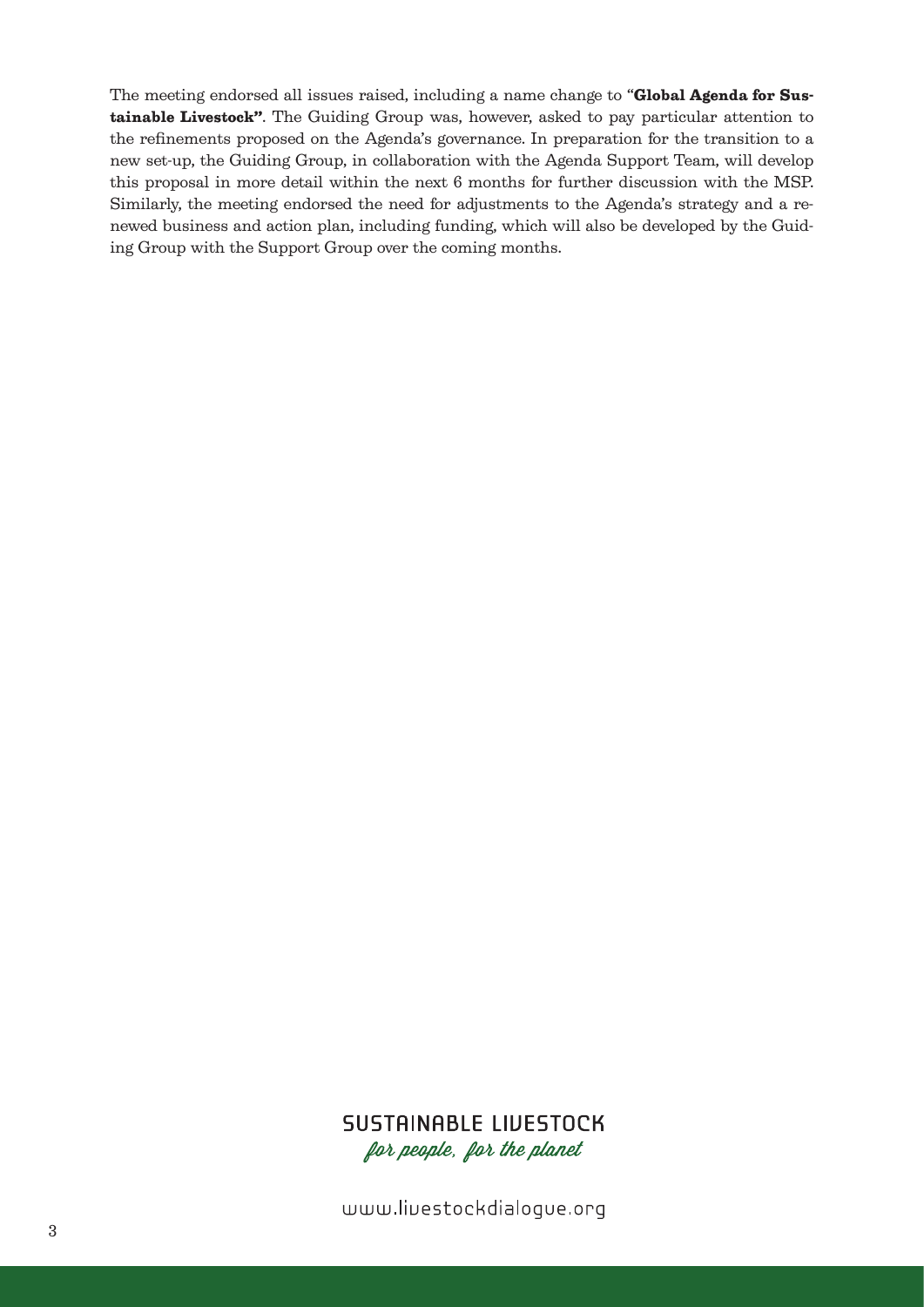The meeting endorsed all issues raised, including a name change to "**Global Agenda for Sustainable Livestock"**. The Guiding Group was, however, asked to pay particular attention to the refinements proposed on the Agenda's governance. In preparation for the transition to a new set-up, the Guiding Group, in collaboration with the Agenda Support Team, will develop this proposal in more detail within the next 6 months for further discussion with the MSP. Similarly, the meeting endorsed the need for adjustments to the Agenda's strategy and a renewed business and action plan, including funding, which will also be developed by the Guiding Group with the Support Group over the coming months.

SUSTAINABLE LIVESTOCK
*for people, for the planet*

www.livestockdialogue.org